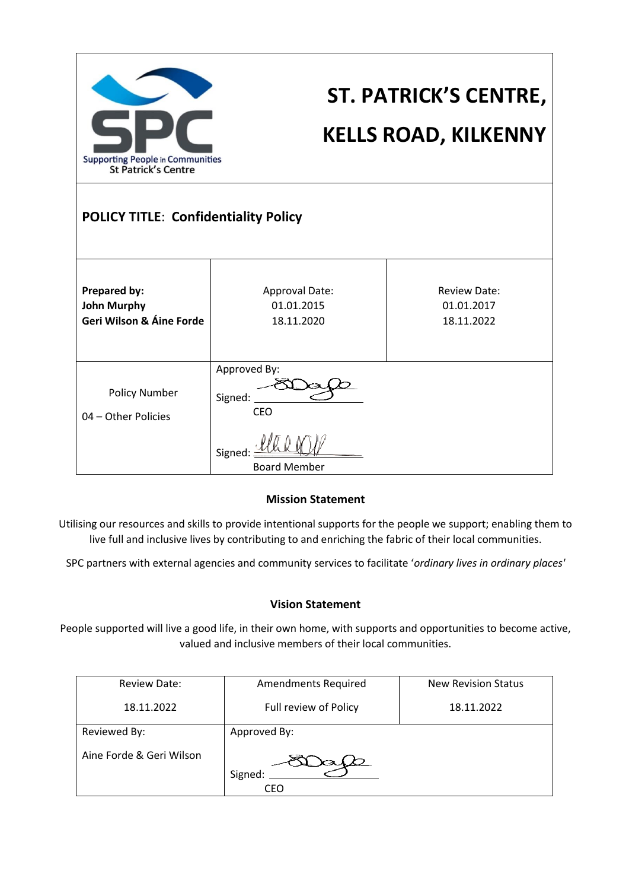| Supporting People in Communities St Patrick's Centre | ST. PATRICK'S CENTRE, KELLS ROAD, KILKENNY | |
|---|---|---|
| **POLICY TITLE**: **Confidentiality Policy** | | |
| **Prepared by:** **John Murphy** **Geri Wilson & Áine Forde** | Approval Date: 01.01.2015 18.11.2020 | Review Date: 01.01.2017 18.11.2022 |
| Policy Number 04 – Other Policies | Approved By: Signed: ______ CEO Signed: ______ Board Member | |

**Mission Statement**

Utilising our resources and skills to provide intentional supports for the people we support; enabling them to live full and inclusive lives by contributing to and enriching the fabric of their local communities.

SPC partners with external agencies and community services to facilitate '*ordinary lives in ordinary places*'

**Vision Statement**

People supported will live a good life, in their own home, with supports and opportunities to become active, valued and inclusive members of their local communities.

| Review Date: 18.11.2022 | Amendments Required Full review of Policy | New Revision Status 18.11.2022 |
|---|---|---|
| Reviewed By: Aine Forde & Geri Wilson | Approved By: Signed: ______ CEO | |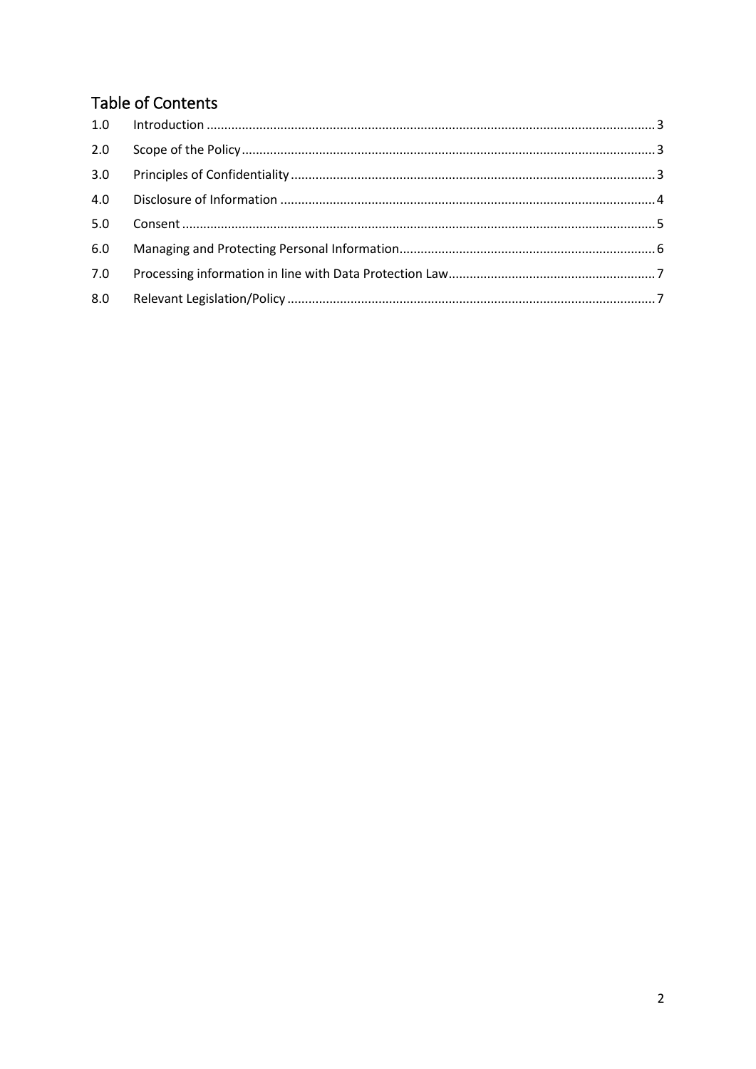## Table of Contents

| | | |
|---|---|---|
| 1.0 | Introduction | 3 |
| 2.0 | Scope of the Policy | 3 |
| 3.0 | Principles of Confidentiality | 3 |
| 4.0 | Disclosure of Information | 4 |
| 5.0 | Consent | 5 |
| 6.0 | Managing and Protecting Personal Information | 6 |
| 7.0 | Processing information in line with Data Protection Law | 7 |
| 8.0 | Relevant Legislation/Policy | 7 |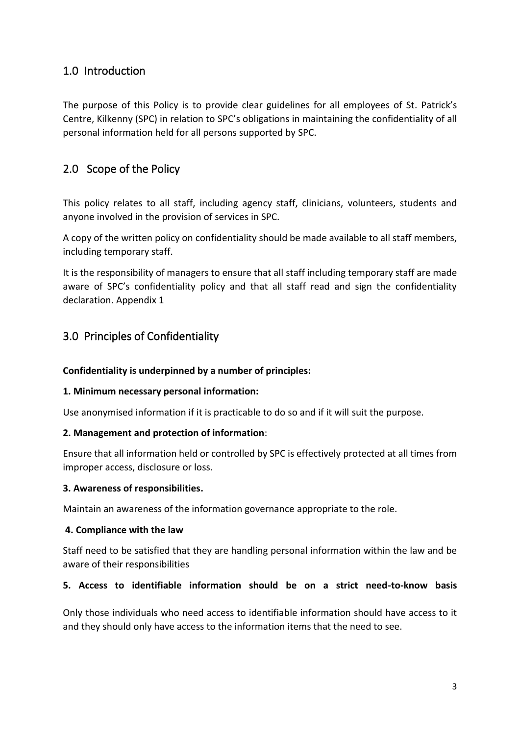## 1.0 Introduction

The purpose of this Policy is to provide clear guidelines for all employees of St. Patrick's Centre, Kilkenny (SPC) in relation to SPC's obligations in maintaining the confidentiality of all personal information held for all persons supported by SPC.

## 2.0 Scope of the Policy

This policy relates to all staff, including agency staff, clinicians, volunteers, students and anyone involved in the provision of services in SPC.

A copy of the written policy on confidentiality should be made available to all staff members, including temporary staff.

It is the responsibility of managers to ensure that all staff including temporary staff are made aware of SPC's confidentiality policy and that all staff read and sign the confidentiality declaration. Appendix 1

## 3.0 Principles of Confidentiality

**Confidentiality is underpinned by a number of principles:**

**1. Minimum necessary personal information:**

Use anonymised information if it is practicable to do so and if it will suit the purpose.

**2. Management and protection of information**:

Ensure that all information held or controlled by SPC is effectively protected at all times from improper access, disclosure or loss.

**3. Awareness of responsibilities.**

Maintain an awareness of the information governance appropriate to the role.

**4. Compliance with the law**

Staff need to be satisfied that they are handling personal information within the law and be aware of their responsibilities

**5. Access to identifiable information should be on a strict need-to-know basis**

Only those individuals who need access to identifiable information should have access to it and they should only have access to the information items that the need to see.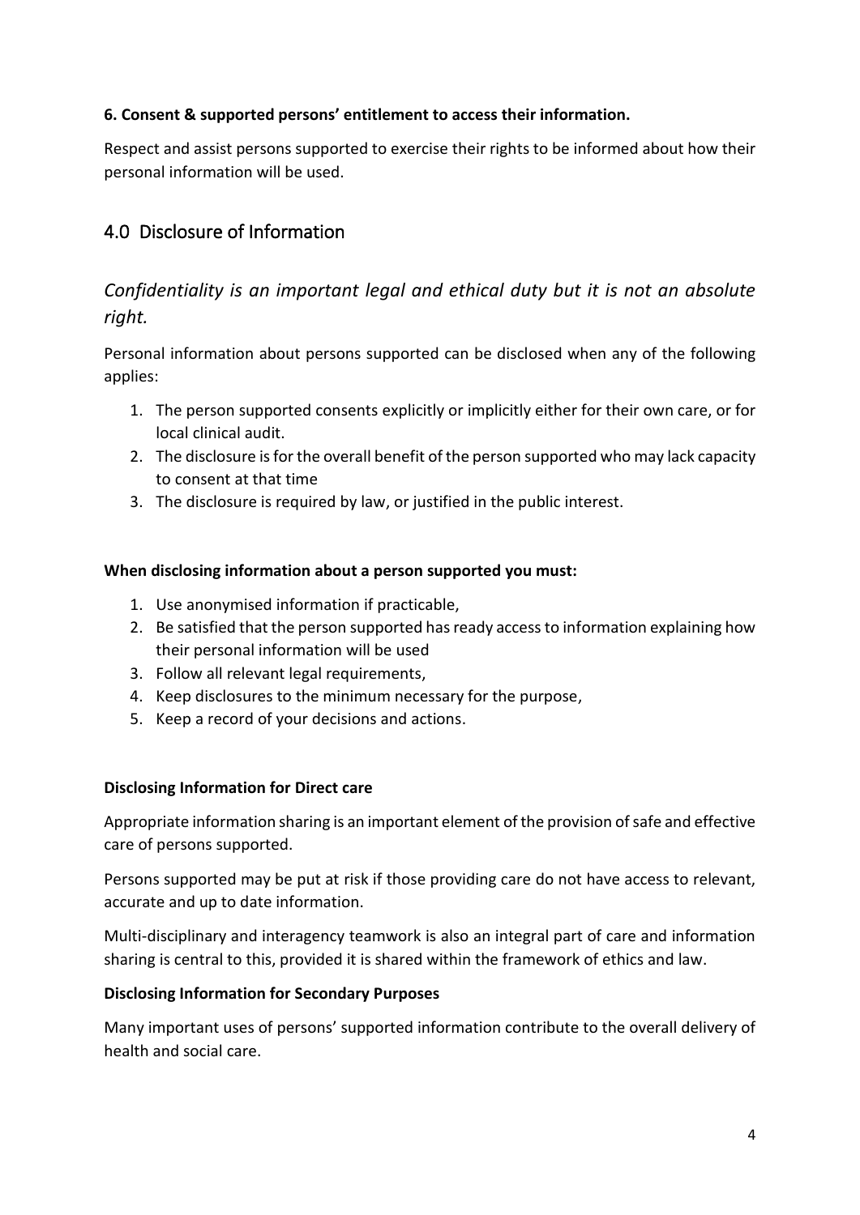**6. Consent & supported persons' entitlement to access their information.**

Respect and assist persons supported to exercise their rights to be informed about how their personal information will be used.

## 4.0 Disclosure of Information

### *Confidentiality is an important legal and ethical duty but it is not an absolute right.*

Personal information about persons supported can be disclosed when any of the following applies:

1. The person supported consents explicitly or implicitly either for their own care, or for local clinical audit.
2. The disclosure is for the overall benefit of the person supported who may lack capacity to consent at that time
3. The disclosure is required by law, or justified in the public interest.

**When disclosing information about a person supported you must:**

1. Use anonymised information if practicable,
2. Be satisfied that the person supported has ready access to information explaining how their personal information will be used
3. Follow all relevant legal requirements,
4. Keep disclosures to the minimum necessary for the purpose,
5. Keep a record of your decisions and actions.

**Disclosing Information for Direct care**

Appropriate information sharing is an important element of the provision of safe and effective care of persons supported.

Persons supported may be put at risk if those providing care do not have access to relevant, accurate and up to date information.

Multi-disciplinary and interagency teamwork is also an integral part of care and information sharing is central to this, provided it is shared within the framework of ethics and law.

**Disclosing Information for Secondary Purposes**

Many important uses of persons' supported information contribute to the overall delivery of health and social care.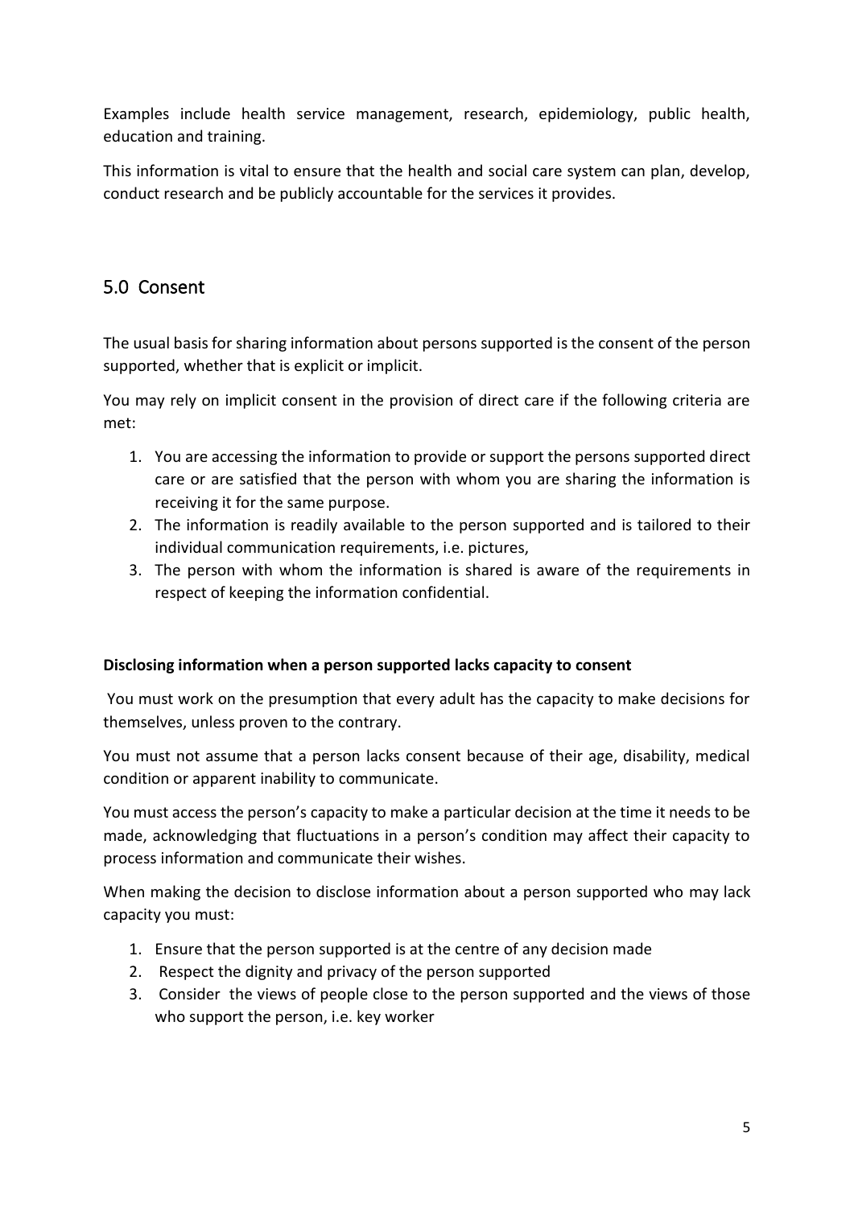Examples include health service management, research, epidemiology, public health, education and training.

This information is vital to ensure that the health and social care system can plan, develop, conduct research and be publicly accountable for the services it provides.

## 5.0 Consent

The usual basis for sharing information about persons supported is the consent of the person supported, whether that is explicit or implicit.

You may rely on implicit consent in the provision of direct care if the following criteria are met:

1. You are accessing the information to provide or support the persons supported direct care or are satisfied that the person with whom you are sharing the information is receiving it for the same purpose.
2. The information is readily available to the person supported and is tailored to their individual communication requirements, i.e. pictures,
3. The person with whom the information is shared is aware of the requirements in respect of keeping the information confidential.

**Disclosing information when a person supported lacks capacity to consent**

You must work on the presumption that every adult has the capacity to make decisions for themselves, unless proven to the contrary.

You must not assume that a person lacks consent because of their age, disability, medical condition or apparent inability to communicate.

You must access the person's capacity to make a particular decision at the time it needs to be made, acknowledging that fluctuations in a person's condition may affect their capacity to process information and communicate their wishes.

When making the decision to disclose information about a person supported who may lack capacity you must:

1. Ensure that the person supported is at the centre of any decision made
2. Respect the dignity and privacy of the person supported
3. Consider the views of people close to the person supported and the views of those who support the person, i.e. key worker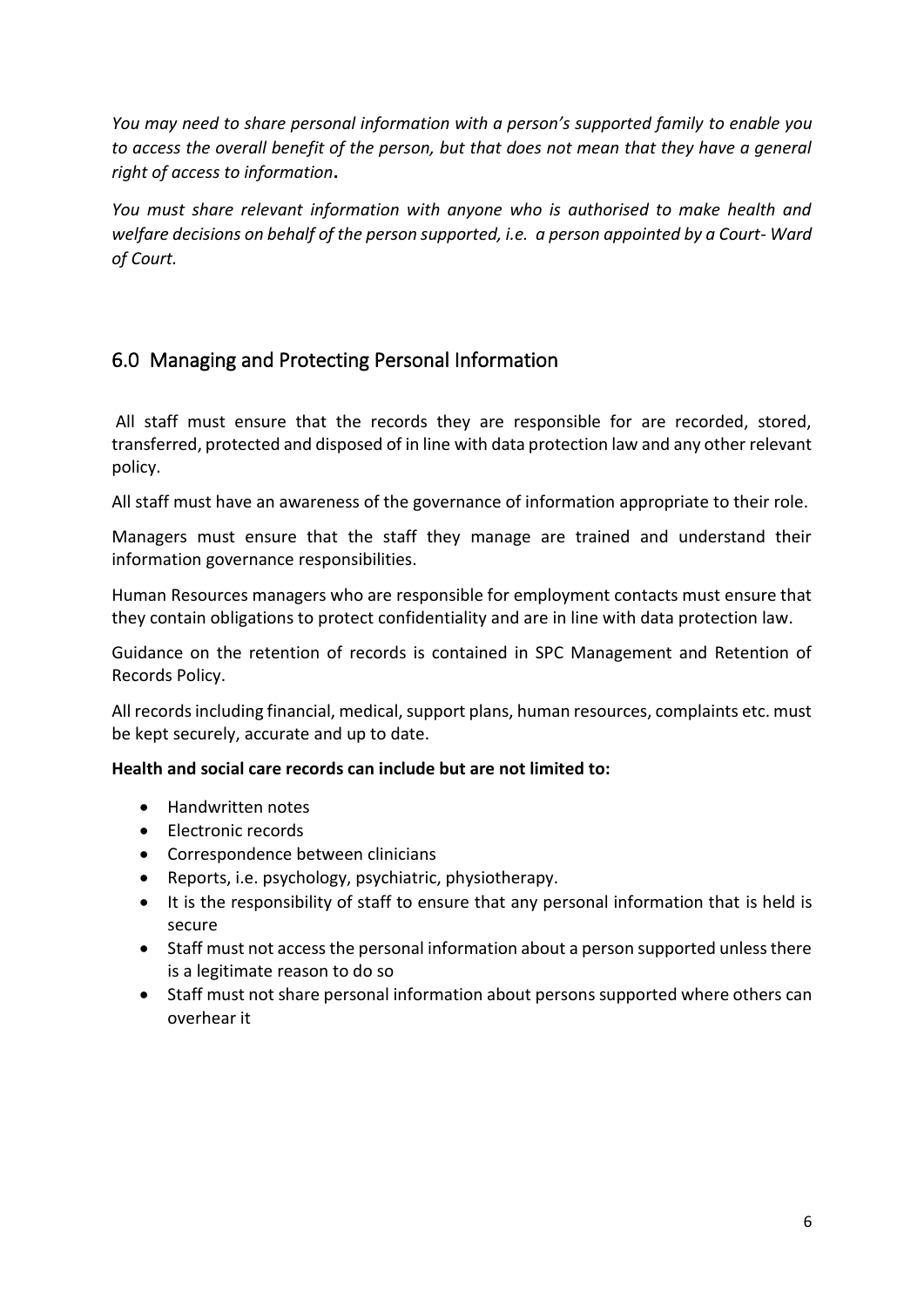*You may need to share personal information with a person's supported family to enable you to access the overall benefit of the person, but that does not mean that they have a general right of access to information*.

*You must share relevant information with anyone who is authorised to make health and welfare decisions on behalf of the person supported, i.e. a person appointed by a Court- Ward of Court.*

## 6.0 Managing and Protecting Personal Information

All staff must ensure that the records they are responsible for are recorded, stored, transferred, protected and disposed of in line with data protection law and any other relevant policy.

All staff must have an awareness of the governance of information appropriate to their role.

Managers must ensure that the staff they manage are trained and understand their information governance responsibilities.

Human Resources managers who are responsible for employment contacts must ensure that they contain obligations to protect confidentiality and are in line with data protection law.

Guidance on the retention of records is contained in SPC Management and Retention of Records Policy.

All records including financial, medical, support plans, human resources, complaints etc. must be kept securely, accurate and up to date.

**Health and social care records can include but are not limited to:**

- Handwritten notes
- Electronic records
- Correspondence between clinicians
- Reports, i.e. psychology, psychiatric, physiotherapy.
- It is the responsibility of staff to ensure that any personal information that is held is secure
- Staff must not access the personal information about a person supported unless there is a legitimate reason to do so
- Staff must not share personal information about persons supported where others can overhear it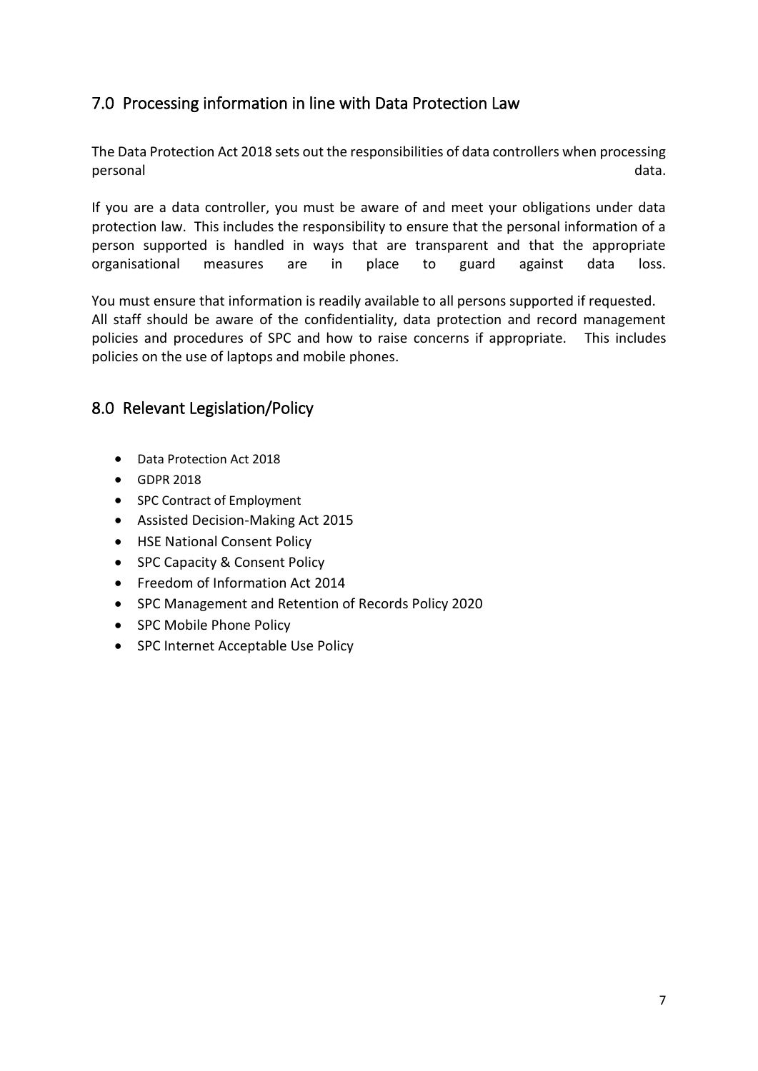## 7.0 Processing information in line with Data Protection Law

The Data Protection Act 2018 sets out the responsibilities of data controllers when processing personal data.

If you are a data controller, you must be aware of and meet your obligations under data protection law. This includes the responsibility to ensure that the personal information of a person supported is handled in ways that are transparent and that the appropriate organisational measures are in place to guard against data loss.

You must ensure that information is readily available to all persons supported if requested. All staff should be aware of the confidentiality, data protection and record management policies and procedures of SPC and how to raise concerns if appropriate. This includes policies on the use of laptops and mobile phones.

## 8.0 Relevant Legislation/Policy

- Data Protection Act 2018
- GDPR 2018
- SPC Contract of Employment
- Assisted Decision-Making Act 2015
- HSE National Consent Policy
- SPC Capacity & Consent Policy
- Freedom of Information Act 2014
- SPC Management and Retention of Records Policy 2020
- SPC Mobile Phone Policy
- SPC Internet Acceptable Use Policy